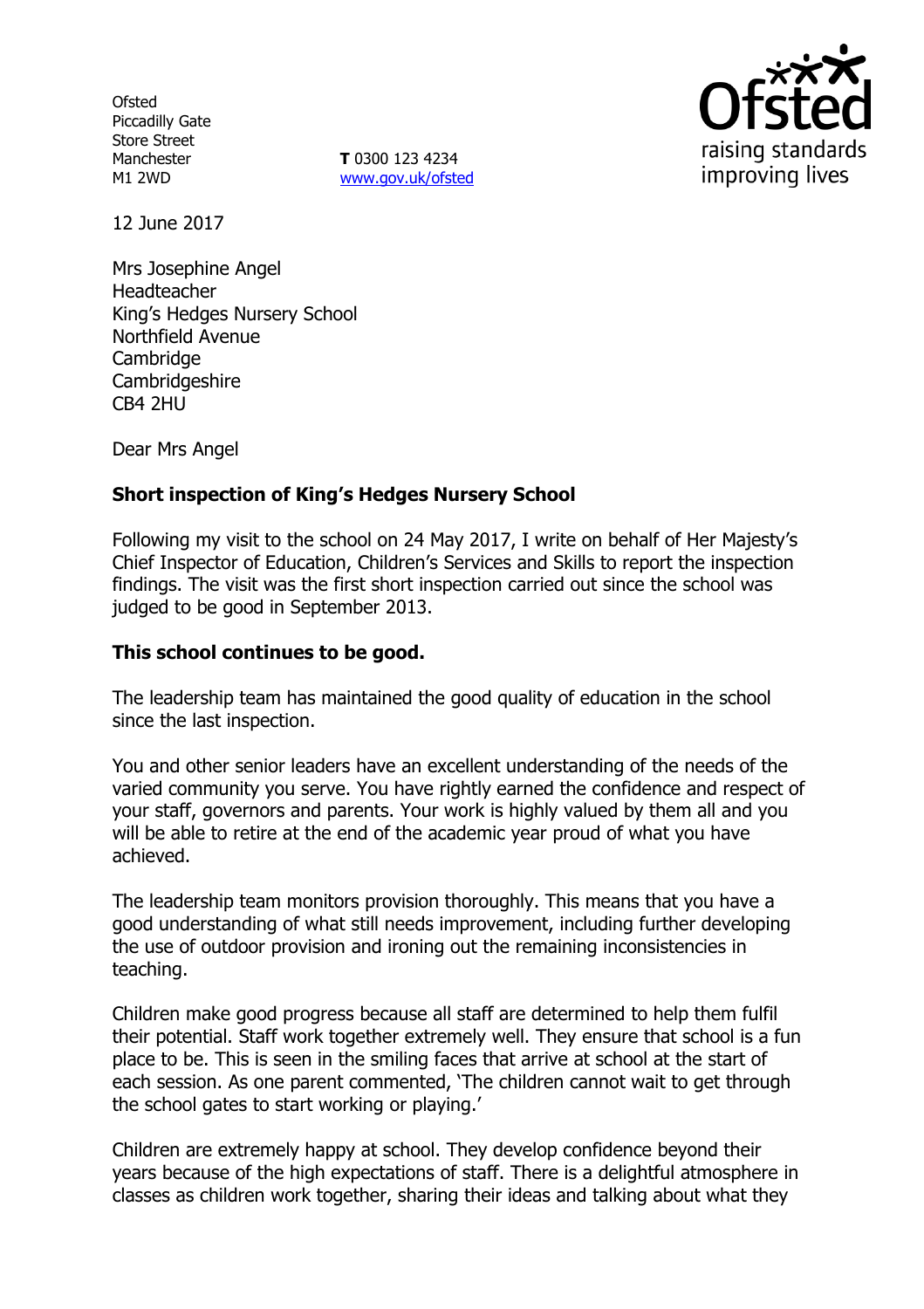Ofsted
Piccadilly Gate
Store Street
Manchester
M1 2WD

**T** 0300 123 4234
www.gov.uk/ofsted

12 June 2017

Mrs Josephine Angel
Headteacher
King's Hedges Nursery School
Northfield Avenue
Cambridge
Cambridgeshire
CB4 2HU

Dear Mrs Angel

**Short inspection of King's Hedges Nursery School**

Following my visit to the school on 24 May 2017, I write on behalf of Her Majesty's Chief Inspector of Education, Children's Services and Skills to report the inspection findings. The visit was the first short inspection carried out since the school was judged to be good in September 2013.

**This school continues to be good.**

The leadership team has maintained the good quality of education in the school since the last inspection.

You and other senior leaders have an excellent understanding of the needs of the varied community you serve. You have rightly earned the confidence and respect of your staff, governors and parents. Your work is highly valued by them all and you will be able to retire at the end of the academic year proud of what you have achieved.

The leadership team monitors provision thoroughly. This means that you have a good understanding of what still needs improvement, including further developing the use of outdoor provision and ironing out the remaining inconsistencies in teaching.

Children make good progress because all staff are determined to help them fulfil their potential. Staff work together extremely well. They ensure that school is a fun place to be. This is seen in the smiling faces that arrive at school at the start of each session. As one parent commented, 'The children cannot wait to get through the school gates to start working or playing.'

Children are extremely happy at school. They develop confidence beyond their years because of the high expectations of staff. There is a delightful atmosphere in classes as children work together, sharing their ideas and talking about what they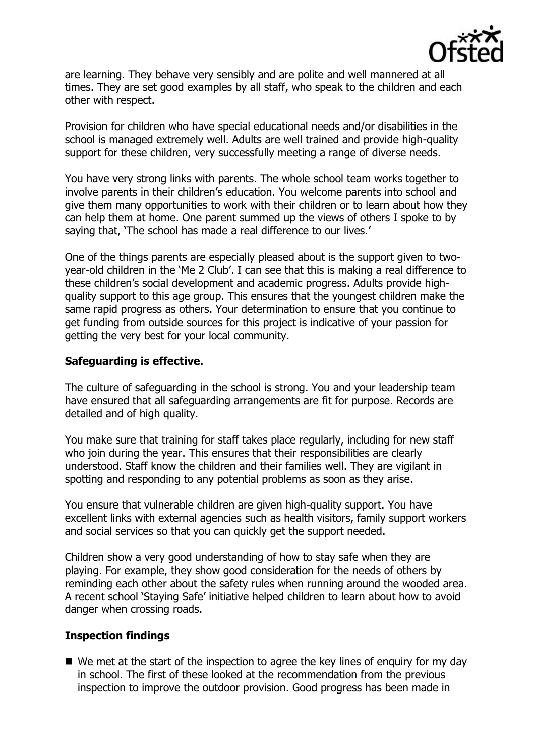are learning. They behave very sensibly and are polite and well mannered at all times. They are set good examples by all staff, who speak to the children and each other with respect.

Provision for children who have special educational needs and/or disabilities in the school is managed extremely well. Adults are well trained and provide high-quality support for these children, very successfully meeting a range of diverse needs.

You have very strong links with parents. The whole school team works together to involve parents in their children's education. You welcome parents into school and give them many opportunities to work with their children or to learn about how they can help them at home. One parent summed up the views of others I spoke to by saying that, 'The school has made a real difference to our lives.'

One of the things parents are especially pleased about is the support given to two-year-old children in the 'Me 2 Club'. I can see that this is making a real difference to these children's social development and academic progress. Adults provide high-quality support to this age group. This ensures that the youngest children make the same rapid progress as others. Your determination to ensure that you continue to get funding from outside sources for this project is indicative of your passion for getting the very best for your local community.

**Safeguarding is effective.**

The culture of safeguarding in the school is strong. You and your leadership team have ensured that all safeguarding arrangements are fit for purpose. Records are detailed and of high quality.

You make sure that training for staff takes place regularly, including for new staff who join during the year. This ensures that their responsibilities are clearly understood. Staff know the children and their families well. They are vigilant in spotting and responding to any potential problems as soon as they arise.

You ensure that vulnerable children are given high-quality support. You have excellent links with external agencies such as health visitors, family support workers and social services so that you can quickly get the support needed.

Children show a very good understanding of how to stay safe when they are playing. For example, they show good consideration for the needs of others by reminding each other about the safety rules when running around the wooded area. A recent school 'Staying Safe' initiative helped children to learn about how to avoid danger when crossing roads.

**Inspection findings**

- We met at the start of the inspection to agree the key lines of enquiry for my day in school. The first of these looked at the recommendation from the previous inspection to improve the outdoor provision. Good progress has been made in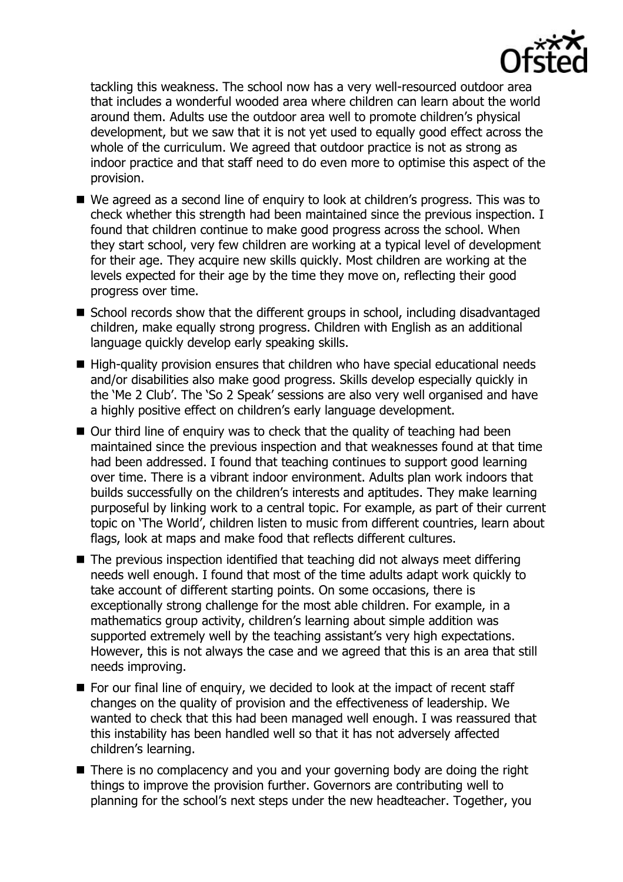tackling this weakness. The school now has a very well-resourced outdoor area that includes a wonderful wooded area where children can learn about the world around them. Adults use the outdoor area well to promote children's physical development, but we saw that it is not yet used to equally good effect across the whole of the curriculum. We agreed that outdoor practice is not as strong as indoor practice and that staff need to do even more to optimise this aspect of the provision.

- We agreed as a second line of enquiry to look at children's progress. This was to check whether this strength had been maintained since the previous inspection. I found that children continue to make good progress across the school. When they start school, very few children are working at a typical level of development for their age. They acquire new skills quickly. Most children are working at the levels expected for their age by the time they move on, reflecting their good progress over time.
- School records show that the different groups in school, including disadvantaged children, make equally strong progress. Children with English as an additional language quickly develop early speaking skills.
- High-quality provision ensures that children who have special educational needs and/or disabilities also make good progress. Skills develop especially quickly in the 'Me 2 Club'. The 'So 2 Speak' sessions are also very well organised and have a highly positive effect on children's early language development.
- Our third line of enquiry was to check that the quality of teaching had been maintained since the previous inspection and that weaknesses found at that time had been addressed. I found that teaching continues to support good learning over time. There is a vibrant indoor environment. Adults plan work indoors that builds successfully on the children's interests and aptitudes. They make learning purposeful by linking work to a central topic. For example, as part of their current topic on 'The World', children listen to music from different countries, learn about flags, look at maps and make food that reflects different cultures.
- The previous inspection identified that teaching did not always meet differing needs well enough. I found that most of the time adults adapt work quickly to take account of different starting points. On some occasions, there is exceptionally strong challenge for the most able children. For example, in a mathematics group activity, children's learning about simple addition was supported extremely well by the teaching assistant's very high expectations. However, this is not always the case and we agreed that this is an area that still needs improving.
- For our final line of enquiry, we decided to look at the impact of recent staff changes on the quality of provision and the effectiveness of leadership. We wanted to check that this had been managed well enough. I was reassured that this instability has been handled well so that it has not adversely affected children's learning.
- There is no complacency and you and your governing body are doing the right things to improve the provision further. Governors are contributing well to planning for the school's next steps under the new headteacher. Together, you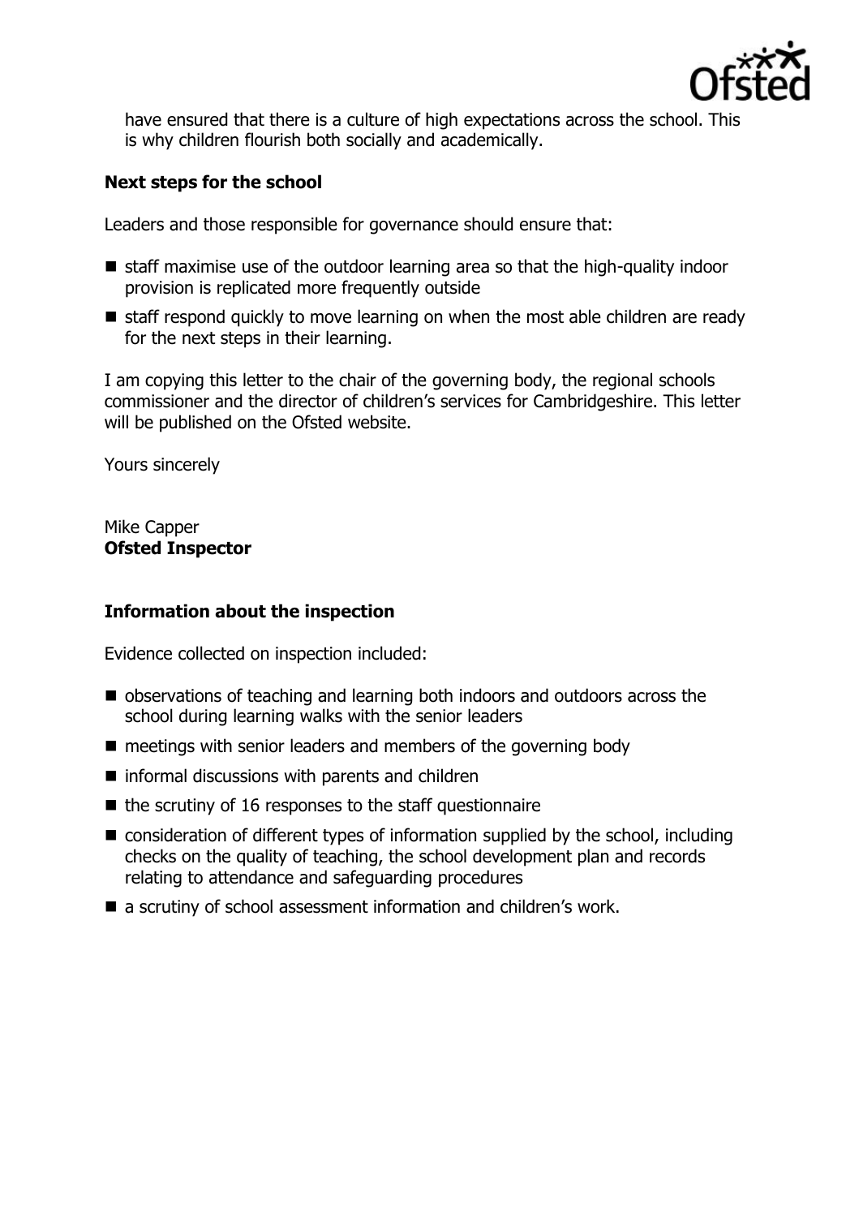have ensured that there is a culture of high expectations across the school. This is why children flourish both socially and academically.

### Next steps for the school

Leaders and those responsible for governance should ensure that:

- staff maximise use of the outdoor learning area so that the high-quality indoor provision is replicated more frequently outside
- staff respond quickly to move learning on when the most able children are ready for the next steps in their learning.

I am copying this letter to the chair of the governing body, the regional schools commissioner and the director of children's services for Cambridgeshire. This letter will be published on the Ofsted website.

Yours sincerely

Mike Capper
**Ofsted Inspector**

### Information about the inspection

Evidence collected on inspection included:

- observations of teaching and learning both indoors and outdoors across the school during learning walks with the senior leaders
- meetings with senior leaders and members of the governing body
- informal discussions with parents and children
- the scrutiny of 16 responses to the staff questionnaire
- consideration of different types of information supplied by the school, including checks on the quality of teaching, the school development plan and records relating to attendance and safeguarding procedures
- a scrutiny of school assessment information and children's work.